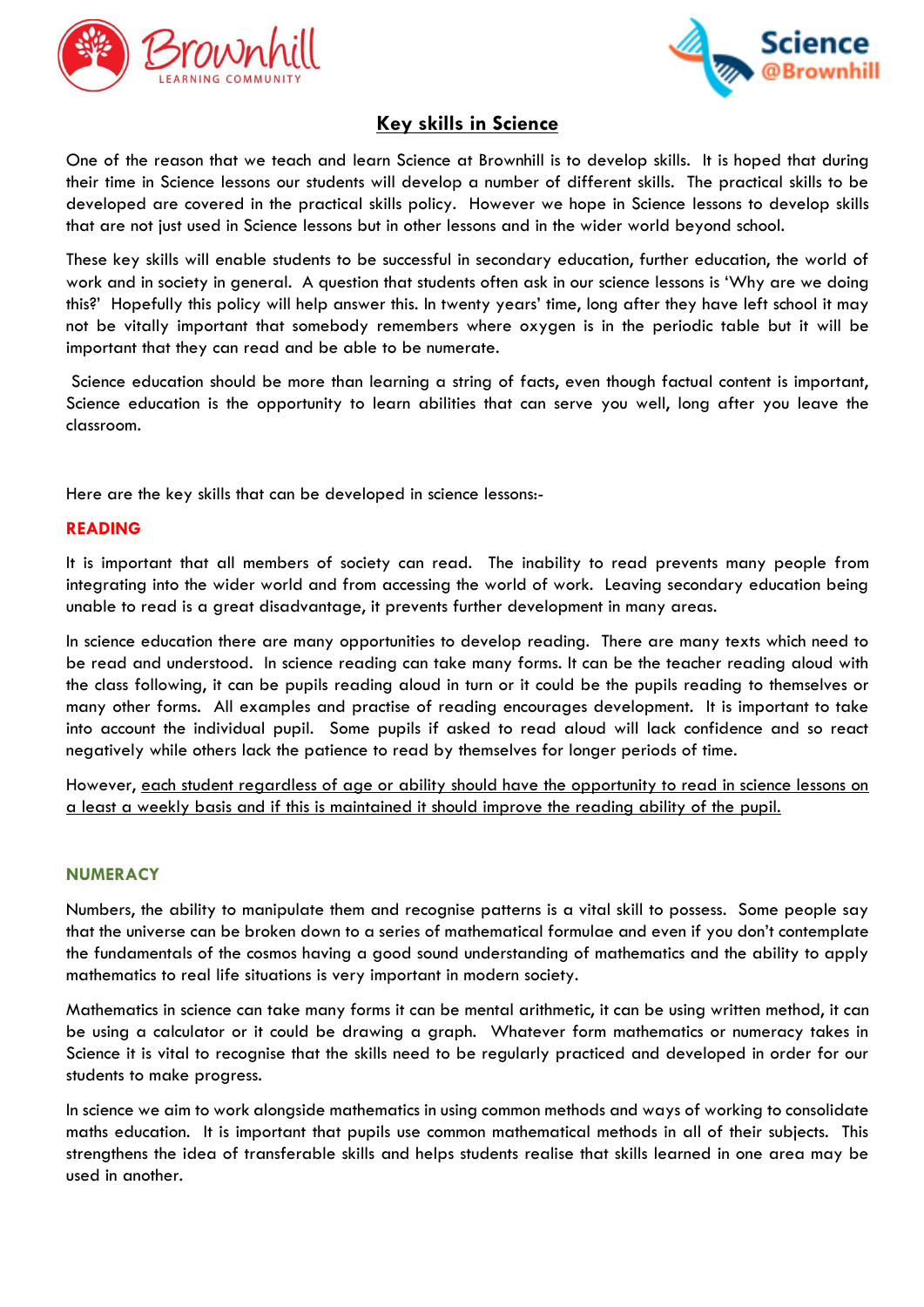# Key skills in Science

One of the reason that we teach and learn Science at Brownhill is to develop skills. It is hoped that during their time in Science lessons our students will develop a number of different skills. The practical skills to be developed are covered in the practical skills policy. However we hope in Science lessons to develop skills that are not just used in Science lessons but in other lessons and in the wider world beyond school.

These key skills will enable students to be successful in secondary education, further education, the world of work and in society in general. A question that students often ask in our science lessons is 'Why are we doing this?' Hopefully this policy will help answer this. In twenty years' time, long after they have left school it may not be vitally important that somebody remembers where oxygen is in the periodic table but it will be important that they can read and be able to be numerate.

Science education should be more than learning a string of facts, even though factual content is important, Science education is the opportunity to learn abilities that can serve you well, long after you leave the classroom.

Here are the key skills that can be developed in science lessons:-

## READING

It is important that all members of society can read. The inability to read prevents many people from integrating into the wider world and from accessing the world of work. Leaving secondary education being unable to read is a great disadvantage, it prevents further development in many areas.

In science education there are many opportunities to develop reading. There are many texts which need to be read and understood. In science reading can take many forms. It can be the teacher reading aloud with the class following, it can be pupils reading aloud in turn or it could be the pupils reading to themselves or many other forms. All examples and practise of reading encourages development. It is important to take into account the individual pupil. Some pupils if asked to read aloud will lack confidence and so react negatively while others lack the patience to read by themselves for longer periods of time.

However, <u>each student regardless of age or ability should have the opportunity to read in science lessons on a least a weekly basis and if this is maintained it should improve the reading ability of the pupil.</u>

## NUMERACY

Numbers, the ability to manipulate them and recognise patterns is a vital skill to possess. Some people say that the universe can be broken down to a series of mathematical formulae and even if you don't contemplate the fundamentals of the cosmos having a good sound understanding of mathematics and the ability to apply mathematics to real life situations is very important in modern society.

Mathematics in science can take many forms it can be mental arithmetic, it can be using written method, it can be using a calculator or it could be drawing a graph. Whatever form mathematics or numeracy takes in Science it is vital to recognise that the skills need to be regularly practiced and developed in order for our students to make progress.

In science we aim to work alongside mathematics in using common methods and ways of working to consolidate maths education. It is important that pupils use common mathematical methods in all of their subjects. This strengthens the idea of transferable skills and helps students realise that skills learned in one area may be used in another.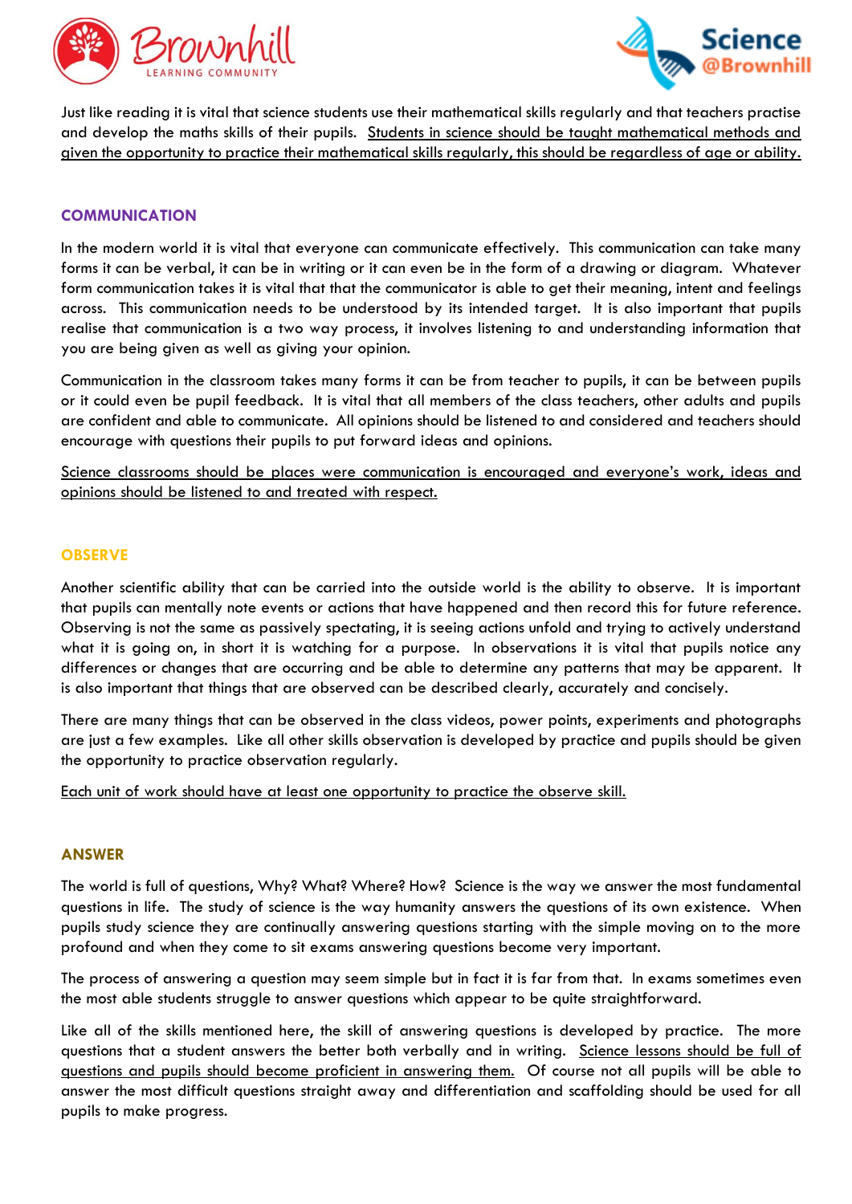Just like reading it is vital that science students use their mathematical skills regularly and that teachers practise and develop the maths skills of their pupils. Students in science should be taught mathematical methods and given the opportunity to practice their mathematical skills regularly, this should be regardless of age or ability.

## COMMUNICATION

In the modern world it is vital that everyone can communicate effectively. This communication can take many forms it can be verbal, it can be in writing or it can even be in the form of a drawing or diagram. Whatever form communication takes it is vital that that the communicator is able to get their meaning, intent and feelings across. This communication needs to be understood by its intended target. It is also important that pupils realise that communication is a two way process, it involves listening to and understanding information that you are being given as well as giving your opinion.

Communication in the classroom takes many forms it can be from teacher to pupils, it can be between pupils or it could even be pupil feedback. It is vital that all members of the class teachers, other adults and pupils are confident and able to communicate. All opinions should be listened to and considered and teachers should encourage with questions their pupils to put forward ideas and opinions.

Science classrooms should be places were communication is encouraged and everyone's work, ideas and opinions should be listened to and treated with respect.

## OBSERVE

Another scientific ability that can be carried into the outside world is the ability to observe. It is important that pupils can mentally note events or actions that have happened and then record this for future reference. Observing is not the same as passively spectating, it is seeing actions unfold and trying to actively understand what it is going on, in short it is watching for a purpose. In observations it is vital that pupils notice any differences or changes that are occurring and be able to determine any patterns that may be apparent. It is also important that things that are observed can be described clearly, accurately and concisely.

There are many things that can be observed in the class videos, power points, experiments and photographs are just a few examples. Like all other skills observation is developed by practice and pupils should be given the opportunity to practice observation regularly.

Each unit of work should have at least one opportunity to practice the observe skill.

## ANSWER

The world is full of questions, Why? What? Where? How? Science is the way we answer the most fundamental questions in life. The study of science is the way humanity answers the questions of its own existence. When pupils study science they are continually answering questions starting with the simple moving on to the more profound and when they come to sit exams answering questions become very important.

The process of answering a question may seem simple but in fact it is far from that. In exams sometimes even the most able students struggle to answer questions which appear to be quite straightforward.

Like all of the skills mentioned here, the skill of answering questions is developed by practice. The more questions that a student answers the better both verbally and in writing. Science lessons should be full of questions and pupils should become proficient in answering them. Of course not all pupils will be able to answer the most difficult questions straight away and differentiation and scaffolding should be used for all pupils to make progress.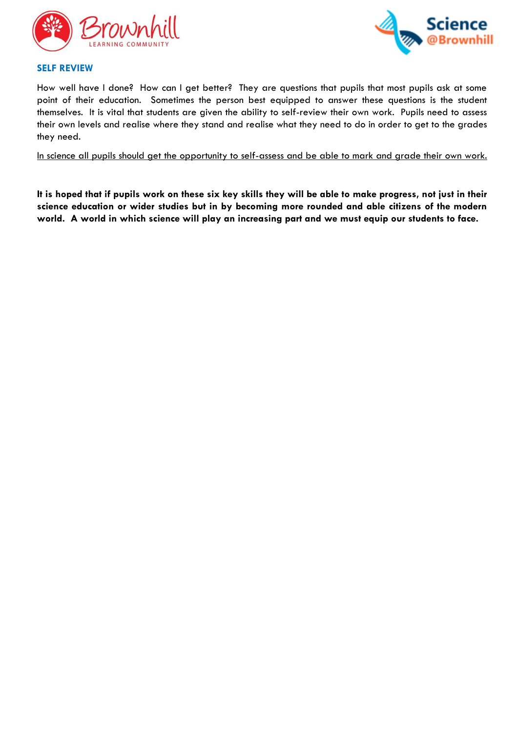## SELF REVIEW

How well have I done? How can I get better? They are questions that pupils that most pupils ask at some point of their education. Sometimes the person best equipped to answer these questions is the student themselves. It is vital that students are given the ability to self-review their own work. Pupils need to assess their own levels and realise where they stand and realise what they need to do in order to get to the grades they need.

<u>In science all pupils should get the opportunity to self-assess and be able to mark and grade their own work.</u>

**It is hoped that if pupils work on these six key skills they will be able to make progress, not just in their science education or wider studies but in by becoming more rounded and able citizens of the modern world. A world in which science will play an increasing part and we must equip our students to face.**